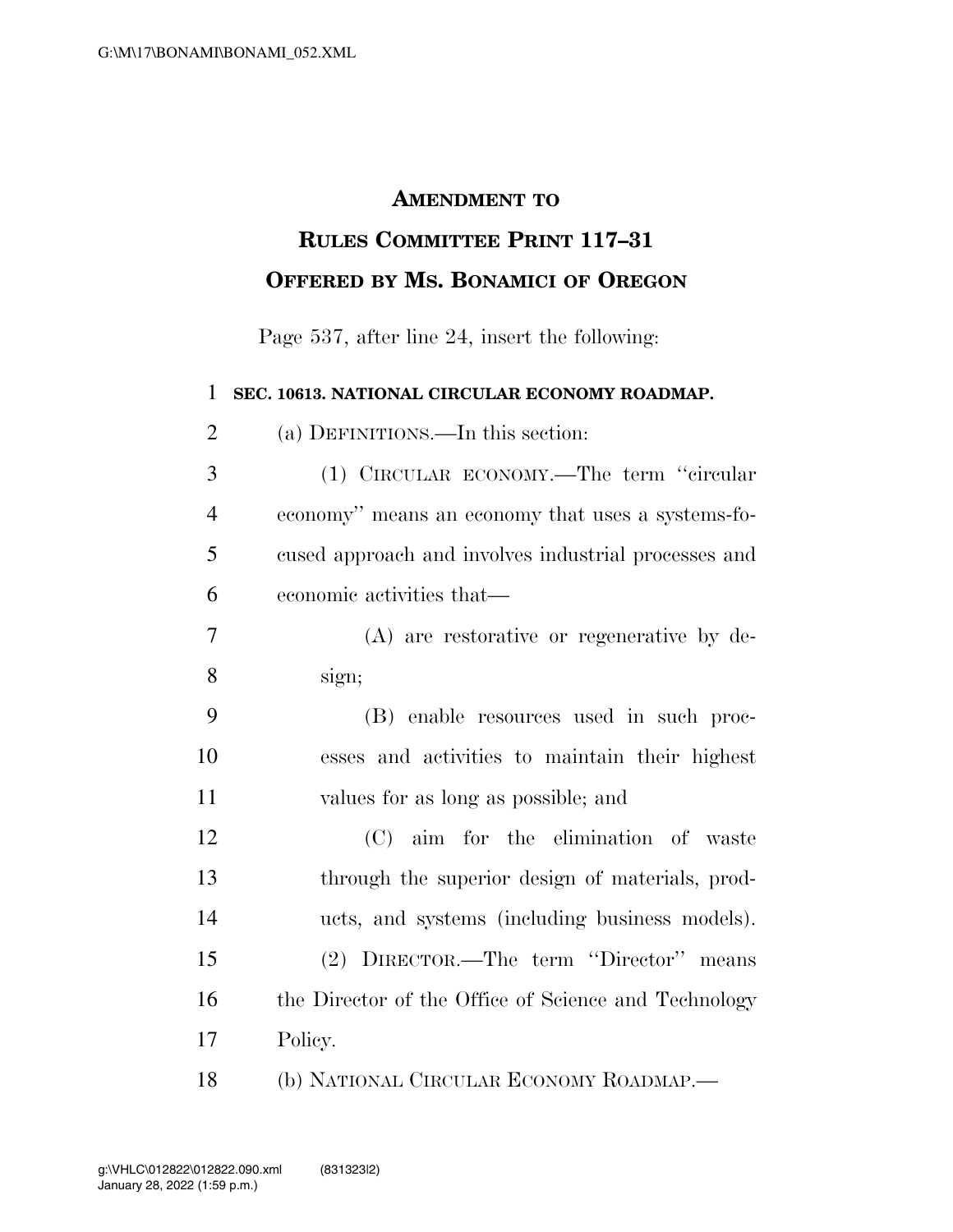**AMENDMENT TO**

**RULES COMMITTEE PRINT 117–31**

**OFFERED BY MS. BONAMICI OF OREGON**

Page 537, after line 24, insert the following:

**SEC. 10613. NATIONAL CIRCULAR ECONOMY ROADMAP.**

(a) DEFINITIONS.—In this section:

(1) CIRCULAR ECONOMY.—The term ''circular economy'' means an economy that uses a systems-focused approach and involves industrial processes and economic activities that—

(A) are restorative or regenerative by design;

(B) enable resources used in such processes and activities to maintain their highest values for as long as possible; and

(C) aim for the elimination of waste through the superior design of materials, products, and systems (including business models).

(2) DIRECTOR.—The term ''Director'' means the Director of the Office of Science and Technology Policy.

(b) NATIONAL CIRCULAR ECONOMY ROADMAP.—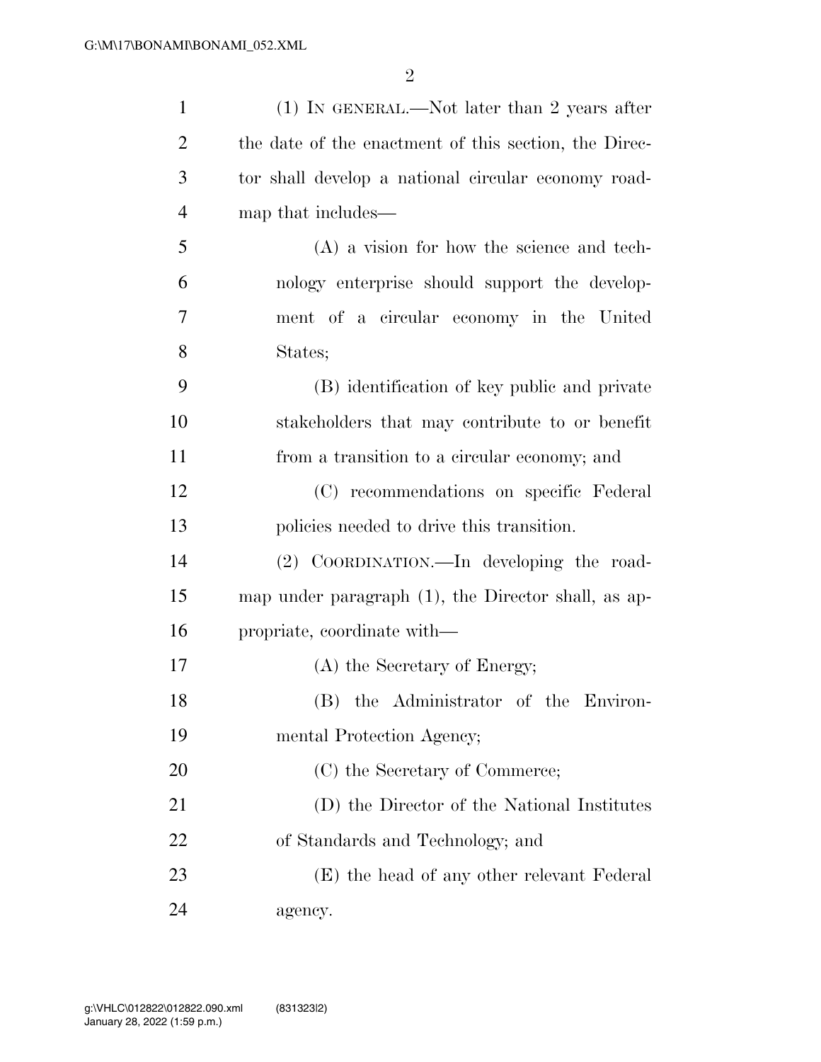(1) IN GENERAL.—Not later than 2 years after the date of the enactment of this section, the Director shall develop a national circular economy roadmap that includes—

(A) a vision for how the science and technology enterprise should support the development of a circular economy in the United States;

(B) identification of key public and private stakeholders that may contribute to or benefit from a transition to a circular economy; and

(C) recommendations on specific Federal policies needed to drive this transition.

(2) COORDINATION.—In developing the roadmap under paragraph (1), the Director shall, as appropriate, coordinate with—

(A) the Secretary of Energy;

(B) the Administrator of the Environmental Protection Agency;

(C) the Secretary of Commerce;

(D) the Director of the National Institutes of Standards and Technology; and

(E) the head of any other relevant Federal agency.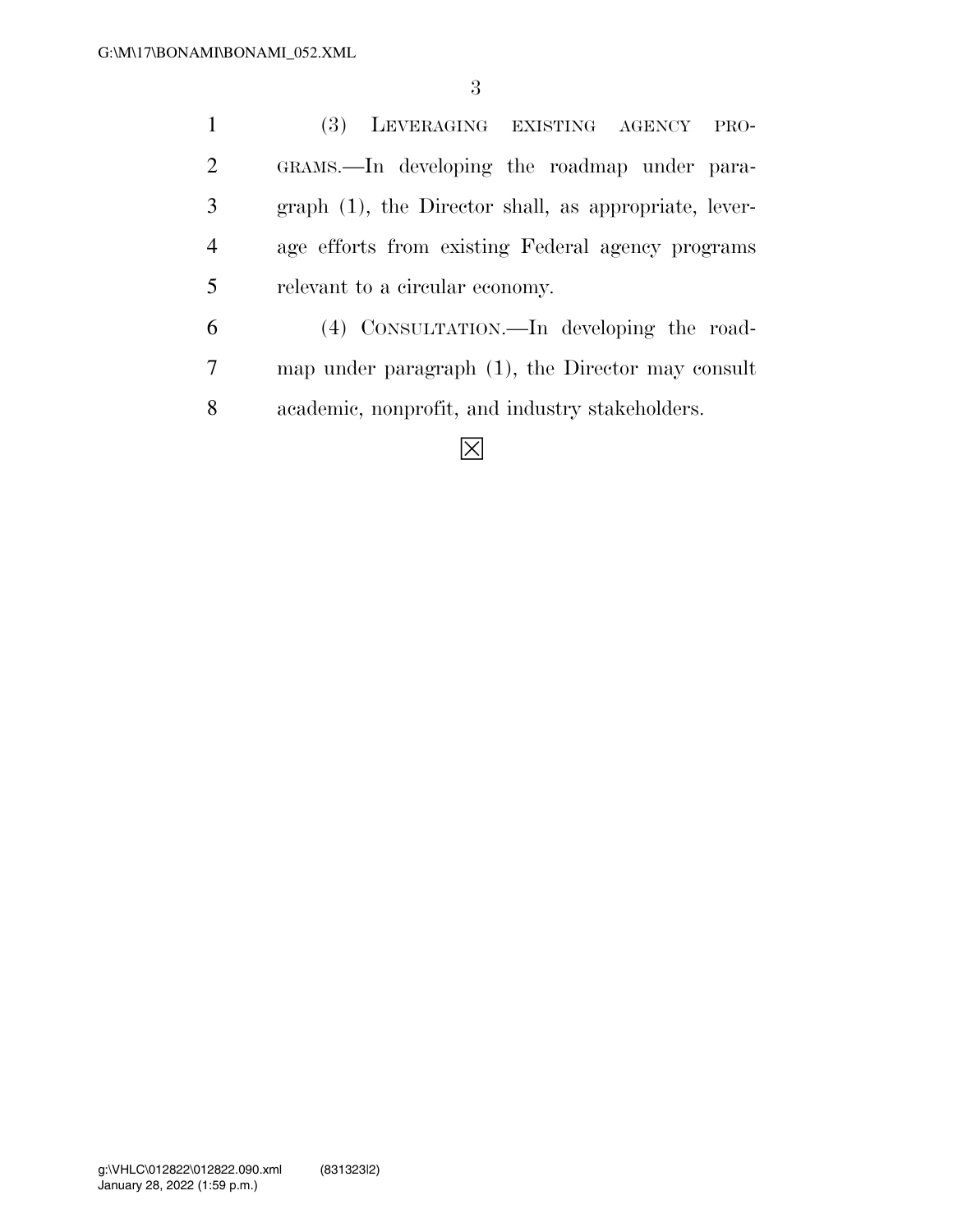(3) LEVERAGING EXISTING AGENCY PROGRAMS.—In developing the roadmap under paragraph (1), the Director shall, as appropriate, leverage efforts from existing Federal agency programs relevant to a circular economy.

(4) CONSULTATION.—In developing the roadmap under paragraph (1), the Director may consult academic, nonprofit, and industry stakeholders.